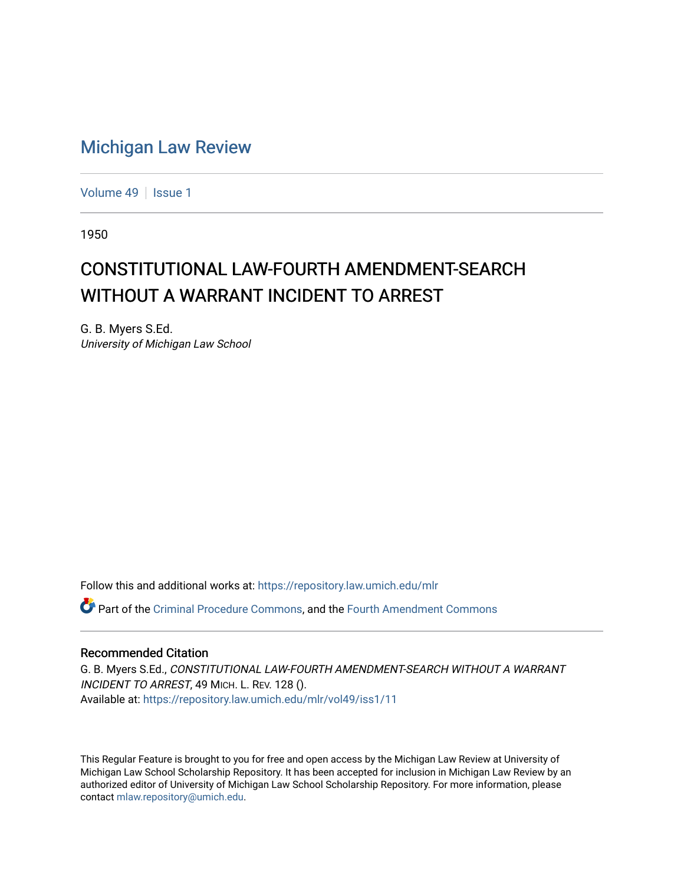# Michigan Law Review

Volume 49 | Issue 1

1950

## CONSTITUTIONAL LAW-FOURTH AMENDMENT-SEARCH WITHOUT A WARRANT INCIDENT TO ARREST

G. B. Myers S.Ed.
*University of Michigan Law School*

Follow this and additional works at: https://repository.law.umich.edu/mlr

Part of the Criminal Procedure Commons, and the Fourth Amendment Commons

### Recommended Citation

G. B. Myers S.Ed., *CONSTITUTIONAL LAW-FOURTH AMENDMENT-SEARCH WITHOUT A WARRANT INCIDENT TO ARREST*, 49 MICH. L. REV. 128 ().
Available at: https://repository.law.umich.edu/mlr/vol49/iss1/11

This Regular Feature is brought to you for free and open access by the Michigan Law Review at University of Michigan Law School Scholarship Repository. It has been accepted for inclusion in Michigan Law Review by an authorized editor of University of Michigan Law School Scholarship Repository. For more information, please contact mlaw.repository@umich.edu.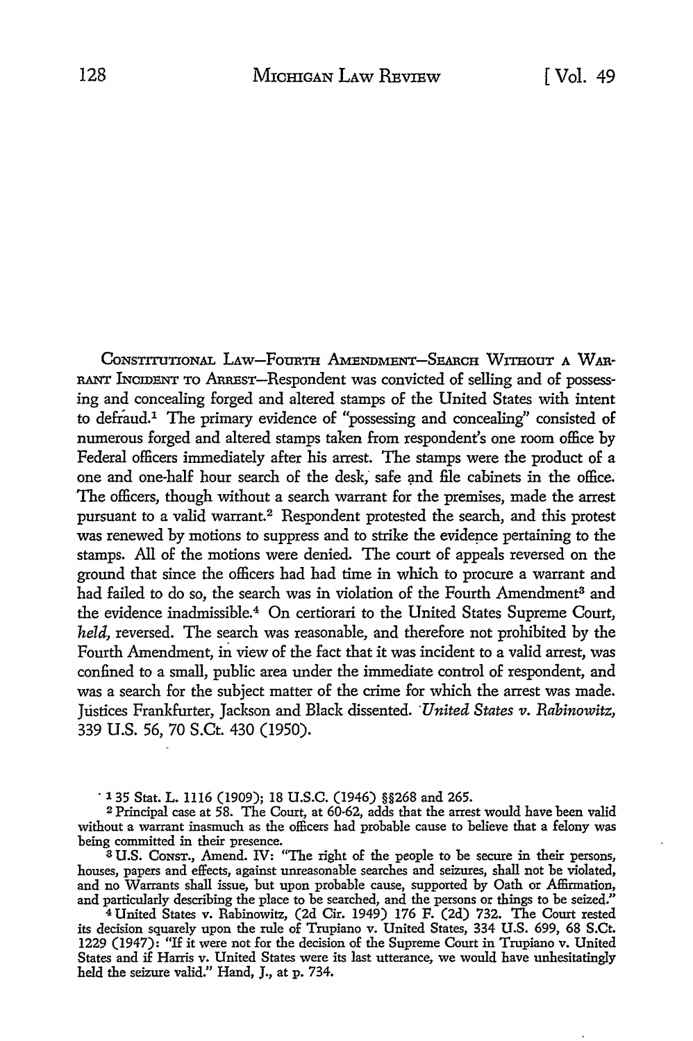CONSTITUTIONAL LAW—FOURTH AMENDMENT—SEARCH WITHOUT A WARRANT INCIDENT TO ARREST—Respondent was convicted of selling and of possessing and concealing forged and altered stamps of the United States with intent to defraud.[1] The primary evidence of "possessing and concealing" consisted of numerous forged and altered stamps taken from respondent's one room office by Federal officers immediately after his arrest. The stamps were the product of a one and one-half hour search of the desk, safe and file cabinets in the office. The officers, though without a search warrant for the premises, made the arrest pursuant to a valid warrant.[2] Respondent protested the search, and this protest was renewed by motions to suppress and to strike the evidence pertaining to the stamps. All of the motions were denied. The court of appeals reversed on the ground that since the officers had had time in which to procure a warrant and had failed to do so, the search was in violation of the Fourth Amendment[3] and the evidence inadmissible.[4] On certiorari to the United States Supreme Court, *held,* reversed. The search was reasonable, and therefore not prohibited by the Fourth Amendment, in view of the fact that it was incident to a valid arrest, was confined to a small, public area under the immediate control of respondent, and was a search for the subject matter of the crime for which the arrest was made. Justices Frankfurter, Jackson and Black dissented. *United States v. Rabinowitz,* 339 U.S. 56, 70 S.Ct. 430 (1950).

[1] 35 Stat. L. 1116 (1909); 18 U.S.C. (1946) §§268 and 265.

[2] Principal case at 58. The Court, at 60-62, adds that the arrest would have been valid without a warrant inasmuch as the officers had probable cause to believe that a felony was being committed in their presence.

[3] U.S. CONST., Amend. IV: "The right of the people to be secure in their persons, houses, papers and effects, against unreasonable searches and seizures, shall not be violated, and no Warrants shall issue, but upon probable cause, supported by Oath or Affirmation, and particularly describing the place to be searched, and the persons or things to be seized."

[4] United States v. Rabinowitz, (2d Cir. 1949) 176 F. (2d) 732. The Court rested its decision squarely upon the rule of Trupiano v. United States, 334 U.S. 699, 68 S.Ct. 1229 (1947): "If it were not for the decision of the Supreme Court in Trupiano v. United States and if Harris v. United States were its last utterance, we would have unhesitatingly held the seizure valid." Hand, J., at p. 734.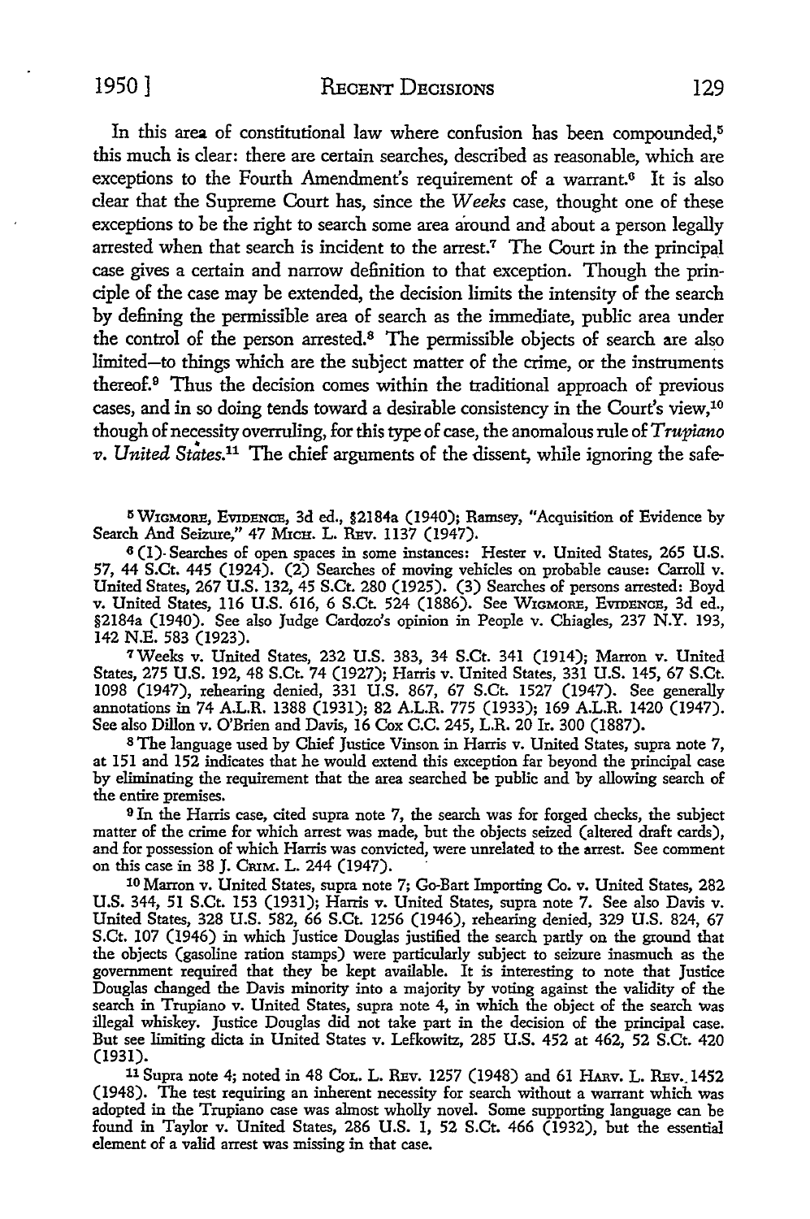In this area of constitutional law where confusion has been compounded,[5] this much is clear: there are certain searches, described as reasonable, which are exceptions to the Fourth Amendment's requirement of a warrant.[6] It is also clear that the Supreme Court has, since the *Weeks* case, thought one of these exceptions to be the right to search some area around and about a person legally arrested when that search is incident to the arrest.[7] The Court in the principal case gives a certain and narrow definition to that exception. Though the principle of the case may be extended, the decision limits the intensity of the search by defining the permissible area of search as the immediate, public area under the control of the person arrested.[8] The permissible objects of search are also limited—to things which are the subject matter of the crime, or the instruments thereof.[9] Thus the decision comes within the traditional approach of previous cases, and in so doing tends toward a desirable consistency in the Court's view,[10] though of necessity overruling, for this type of case, the anomalous rule of *Trupiano v. United States*.[11] The chief arguments of the dissent, while ignoring the safe-

---

[5] WIGMORE, EVIDENCE, 3d ed., §2184a (1940); Ramsey, "Acquisition of Evidence by Search And Seizure," 47 MICH. L. REV. 1137 (1947).

[6] (1) Searches of open spaces in some instances: Hester v. United States, 265 U.S. 57, 44 S.Ct. 445 (1924). (2) Searches of moving vehicles on probable cause: Carroll v. United States, 267 U.S. 132, 45 S.Ct. 280 (1925). (3) Searches of persons arrested: Boyd v. United States, 116 U.S. 616, 6 S.Ct. 524 (1886). See WIGMORE, EVIDENCE, 3d ed., §2184a (1940). See also Judge Cardozo's opinion in People v. Chiagles, 237 N.Y. 193, 142 N.E. 583 (1923).

[7] Weeks v. United States, 232 U.S. 383, 34 S.Ct. 341 (1914); Marron v. United States, 275 U.S. 192, 48 S.Ct. 74 (1927); Harris v. United States, 331 U.S. 145, 67 S.Ct. 1098 (1947), rehearing denied, 331 U.S. 867, 67 S.Ct. 1527 (1947). See generally annotations in 74 A.L.R. 1388 (1931); 82 A.L.R. 775 (1933); 169 A.L.R. 1420 (1947). See also Dillon v. O'Brien and Davis, 16 Cox C.C. 245, L.R. 20 Ir. 300 (1887).

[8] The language used by Chief Justice Vinson in Harris v. United States, supra note 7, at 151 and 152 indicates that he would extend this exception far beyond the principal case by eliminating the requirement that the area searched be public and by allowing search of the entire premises.

[9] In the Harris case, cited supra note 7, the search was for forged checks, the subject matter of the crime for which arrest was made, but the objects seized (altered draft cards), and for possession of which Harris was convicted, were unrelated to the arrest. See comment on this case in 38 J. CRIM. L. 244 (1947).

[10] Marron v. United States, supra note 7; Go-Bart Importing Co. v. United States, 282 U.S. 344, 51 S.Ct. 153 (1931); Harris v. United States, supra note 7. See also Davis v. United States, 328 U.S. 582, 66 S.Ct. 1256 (1946), rehearing denied, 329 U.S. 824, 67 S.Ct. 107 (1946) in which Justice Douglas justified the search partly on the ground that the objects (gasoline ration stamps) were particularly subject to seizure inasmuch as the government required that they be kept available. It is interesting to note that Justice Douglas changed the Davis minority into a majority by voting against the validity of the search in Trupiano v. United States, supra note 4, in which the object of the search was illegal whiskey. Justice Douglas did not take part in the decision of the principal case. But see limiting dicta in United States v. Lefkowitz, 285 U.S. 452 at 462, 52 S.Ct. 420 (1931).

[11] Supra note 4; noted in 48 COL. L. REV. 1257 (1948) and 61 HARV. L. REV. 1452 (1948). The test requiring an inherent necessity for search without a warrant which was adopted in the Trupiano case was almost wholly novel. Some supporting language can be found in Taylor v. United States, 286 U.S. 1, 52 S.Ct. 466 (1932), but the essential element of a valid arrest was missing in that case.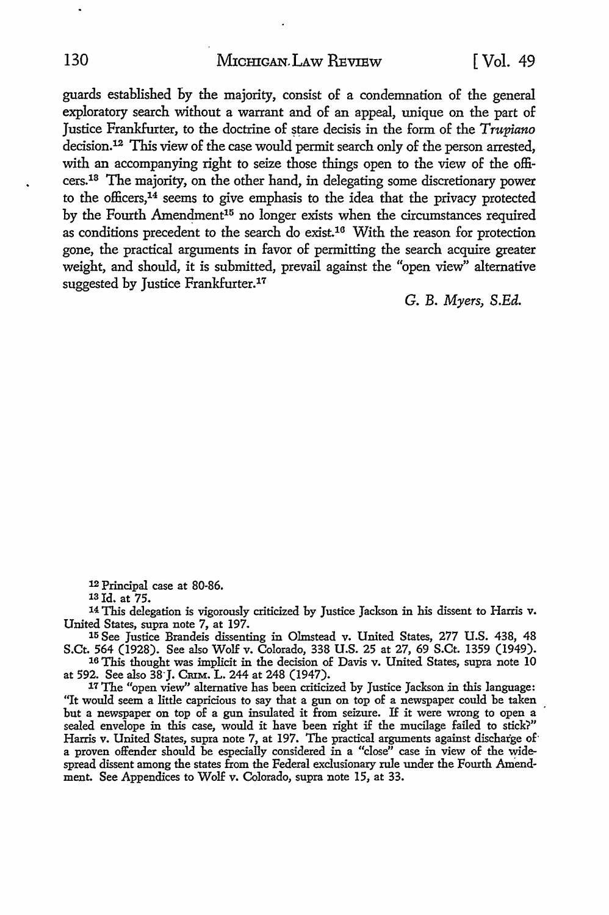guards established by the majority, consist of a condemnation of the general exploratory search without a warrant and of an appeal, unique on the part of Justice Frankfurter, to the doctrine of stare decisis in the form of the *Trupiano* decision.[12] This view of the case would permit search only of the person arrested, with an accompanying right to seize those things open to the view of the officers.[13] The majority, on the other hand, in delegating some discretionary power to the officers,[14] seems to give emphasis to the idea that the privacy protected by the Fourth Amendment[15] no longer exists when the circumstances required as conditions precedent to the search do exist.[16] With the reason for protection gone, the practical arguments in favor of permitting the search acquire greater weight, and should, it is submitted, prevail against the "open view" alternative suggested by Justice Frankfurter.[17]

*G. B. Myers, S.Ed.*

---

[12] Principal case at 80-86.

[13] Id. at 75.

[14] This delegation is vigorously criticized by Justice Jackson in his dissent to Harris v. United States, supra note 7, at 197.

[15] See Justice Brandeis dissenting in Olmstead v. United States, 277 U.S. 438, 48 S.Ct. 564 (1928). See also Wolf v. Colorado, 338 U.S. 25 at 27, 69 S.Ct. 1359 (1949).

[16] This thought was implicit in the decision of Davis v. United States, supra note 10 at 592. See also 38 J. Crim. L. 244 at 248 (1947).

[17] The "open view" alternative has been criticized by Justice Jackson in this language: "It would seem a little capricious to say that a gun on top of a newspaper could be taken but a newspaper on top of a gun insulated it from seizure. If it were wrong to open a sealed envelope in this case, would it have been right if the mucilage failed to stick?" Harris v. United States, supra note 7, at 197. The practical arguments against discharge of a proven offender should be especially considered in a "close" case in view of the widespread dissent among the states from the Federal exclusionary rule under the Fourth Amendment. See Appendices to Wolf v. Colorado, supra note 15, at 33.